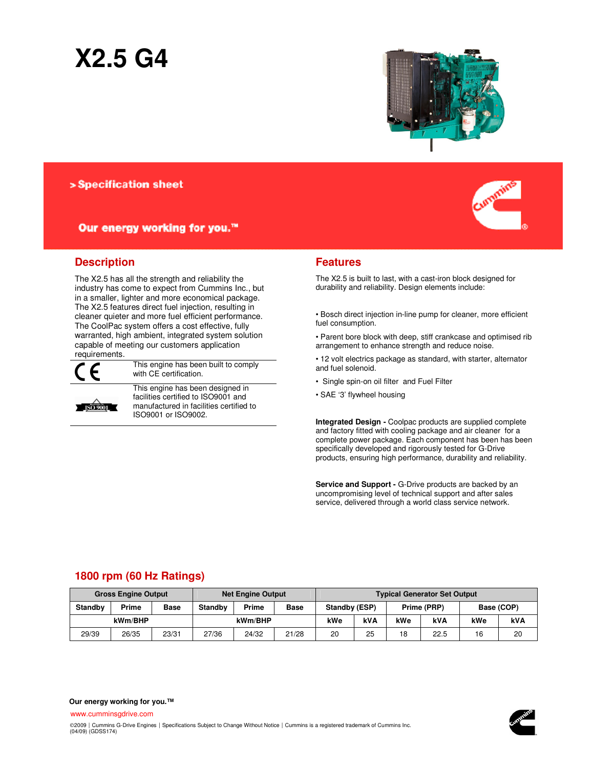# X2.5 G4

> Specification sheet

Our energy working for you.™

## Description

The X2.5 has all the strength and reliability the industry has come to expect from Cummins Inc., but in a smaller, lighter and more economical package. The X2.5 features direct fuel injection, resulting in cleaner quieter and more fuel efficient performance. The CoolPac system offers a cost effective, fully warranted, high ambient, integrated system solution capable of meeting our customers application requirements.

| | |
|---|---|
| CE | This engine has been built to comply with CE certification. |
| ISO 9001 | This engine has been designed in facilities certified to ISO9001 and manufactured in facilities certified to ISO9001 or ISO9002. |

## Features

The X2.5 is built to last, with a cast-iron block designed for durability and reliability. Design elements include:

- Bosch direct injection in-line pump for cleaner, more efficient fuel consumption.
- Parent bore block with deep, stiff crankcase and optimised rib arrangement to enhance strength and reduce noise.
- 12 volt electrics package as standard, with starter, alternator and fuel solenoid.
- Single spin-on oil filter and Fuel Filter
- SAE '3' flywheel housing

**Integrated Design -** Coolpac products are supplied complete and factory fitted with cooling package and air cleaner for a complete power package. Each component has been has been specifically developed and rigorously tested for G-Drive products, ensuring high performance, durability and reliability.

**Service and Support -** G-Drive products are backed by an uncompromising level of technical support and after sales service, delivered through a world class service network.

## 1800 rpm (60 Hz Ratings)

| Gross Engine Output | | | Net Engine Output | | | Typical Generator Set Output | | | | | |
|---|---|---|---|---|---|---|---|---|---|---|---|
| Standby | Prime | Base | Standby | Prime | Base | Standby (ESP) | | Prime (PRP) | | Base (COP) | |
| kWm/BHP | | | kWm/BHP | | | kWe | kVA | kWe | kVA | kWe | kVA |
| 29/39 | 26/35 | 23/31 | 27/36 | 24/32 | 21/28 | 20 | 25 | 18 | 22.5 | 16 | 20 |

**Our energy working for you.™**

www.cumminsgdrive.com

©2009 | Cummins G-Drive Engines | Specifications Subject to Change Without Notice | Cummins is a registered trademark of Cummins Inc.
(04/09) (GDSS174)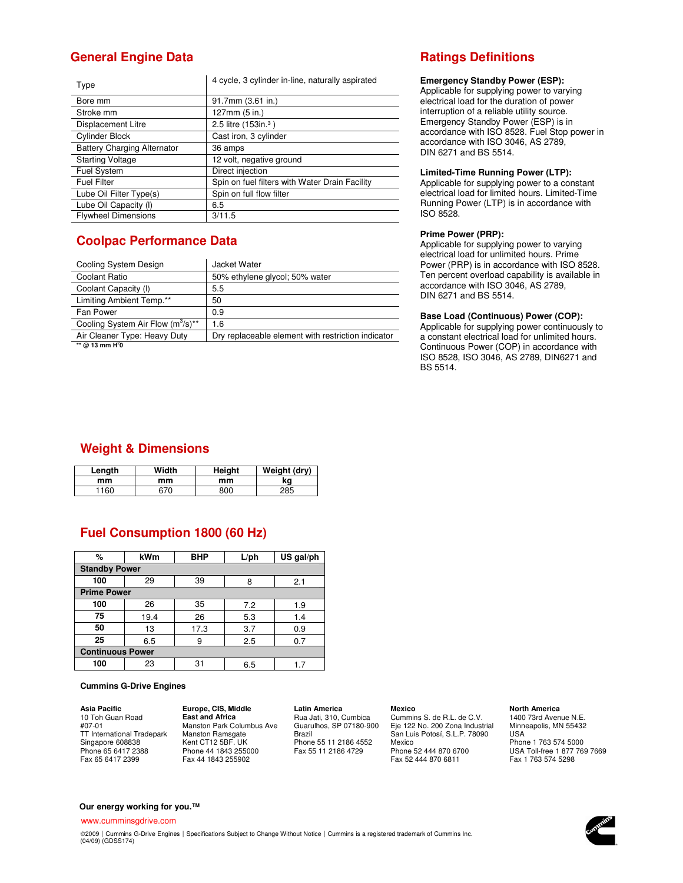## General Engine Data

| | |
|---|---|
| Type | 4 cycle, 3 cylinder in-line, naturally aspirated |
| Bore mm | 91.7mm (3.61 in.) |
| Stroke mm | 127mm (5 in.) |
| Displacement Litre | 2.5 litre (153in.$^3$ ) |
| Cylinder Block | Cast iron, 3 cylinder |
| Battery Charging Alternator | 36 amps |
| Starting Voltage | 12 volt, negative ground |
| Fuel System | Direct injection |
| Fuel Filter | Spin on fuel filters with Water Drain Facility |
| Lube Oil Filter Type(s) | Spin on full flow filter |
| Lube Oil Capacity (l) | 6.5 |
| Flywheel Dimensions | 3/11.5 |

## Coolpac Performance Data

| | |
|---|---|
| Cooling System Design | Jacket Water |
| Coolant Ratio | 50% ethylene glycol; 50% water |
| Coolant Capacity (l) | 5.5 |
| Limiting Ambient Temp.** | 50 |
| Fan Power | 0.9 |
| Cooling System Air Flow ($m^3$/s)** | 1.6 |
| Air Cleaner Type: Heavy Duty | Dry replaceable element with restriction indicator |

** @ 13 mm $H^20$

## Ratings Definitions

**Emergency Standby Power (ESP):**
Applicable for supplying power to varying electrical load for the duration of power interruption of a reliable utility source. Emergency Standby Power (ESP) is in accordance with ISO 8528. Fuel Stop power in accordance with ISO 3046, AS 2789, DIN 6271 and BS 5514.

**Limited-Time Running Power (LTP):**
Applicable for supplying power to a constant electrical load for limited hours. Limited-Time Running Power (LTP) is in accordance with ISO 8528.

**Prime Power (PRP):**
Applicable for supplying power to varying electrical load for unlimited hours. Prime Power (PRP) is in accordance with ISO 8528. Ten percent overload capability is available in accordance with ISO 3046, AS 2789, DIN 6271 and BS 5514.

**Base Load (Continuous) Power (COP):**
Applicable for supplying power continuously to a constant electrical load for unlimited hours. Continuous Power (COP) in accordance with ISO 8528, ISO 3046, AS 2789, DIN6271 and BS 5514.

## Weight & Dimensions

| Length | Width | Height | Weight (dry) |
|---|---|---|---|
| mm | mm | mm | kg |
| 1160 | 670 | 800 | 285 |

## Fuel Consumption 1800 (60 Hz)

| % | kWm | BHP | L/ph | US gal/ph |
|---|---|---|---|---|
| **Standby Power** | | | | |
| **100** | 29 | 39 | 8 | 2.1 |
| **Prime Power** | | | | |
| **100** | 26 | 35 | 7.2 | 1.9 |
| **75** | 19.4 | 26 | 5.3 | 1.4 |
| **50** | 13 | 17.3 | 3.7 | 0.9 |
| **25** | 6.5 | 9 | 2.5 | 0.7 |
| **Continuous Power** | | | | |
| **100** | 23 | 31 | 6.5 | 1.7 |

**Cummins G-Drive Engines**

**Asia Pacific**
10 Toh Guan Road
#07-01
TT International Tradepark
Singapore 608838
Phone 65 6417 2388
Fax 65 6417 2399

**Europe, CIS, Middle East and Africa**
Manston Park Columbus Ave
Manston Ramsgate
Kent CT12 5BF. UK
Phone 44 1843 255000
Fax 44 1843 255902

**Latin America**
Rua Jati, 310, Cumbica
Guarulhos, SP 07180-900
Brazil
Phone 55 11 2186 4552
Fax 55 11 2186 4729

**Mexico**
Cummins S. de R.L. de C.V.
Eje 122 No. 200 Zona Industrial
San Luis Potosí, S.L.P. 78090
Mexico
Phone 52 444 870 6700
Fax 52 444 870 6811

**North America**
1400 73rd Avenue N.E.
Minneapolis, MN 55432
USA
Phone 1 763 574 5000
USA Toll-free 1 877 769 7669
Fax 1 763 574 5298

**Our energy working for you.™**

www.cummingsgdrive.com

©2009 | Cummins G-Drive Engines | Specifications Subject to Change Without Notice | Cummins is a registered trademark of Cummins Inc.
(04/09) (GDSS174)